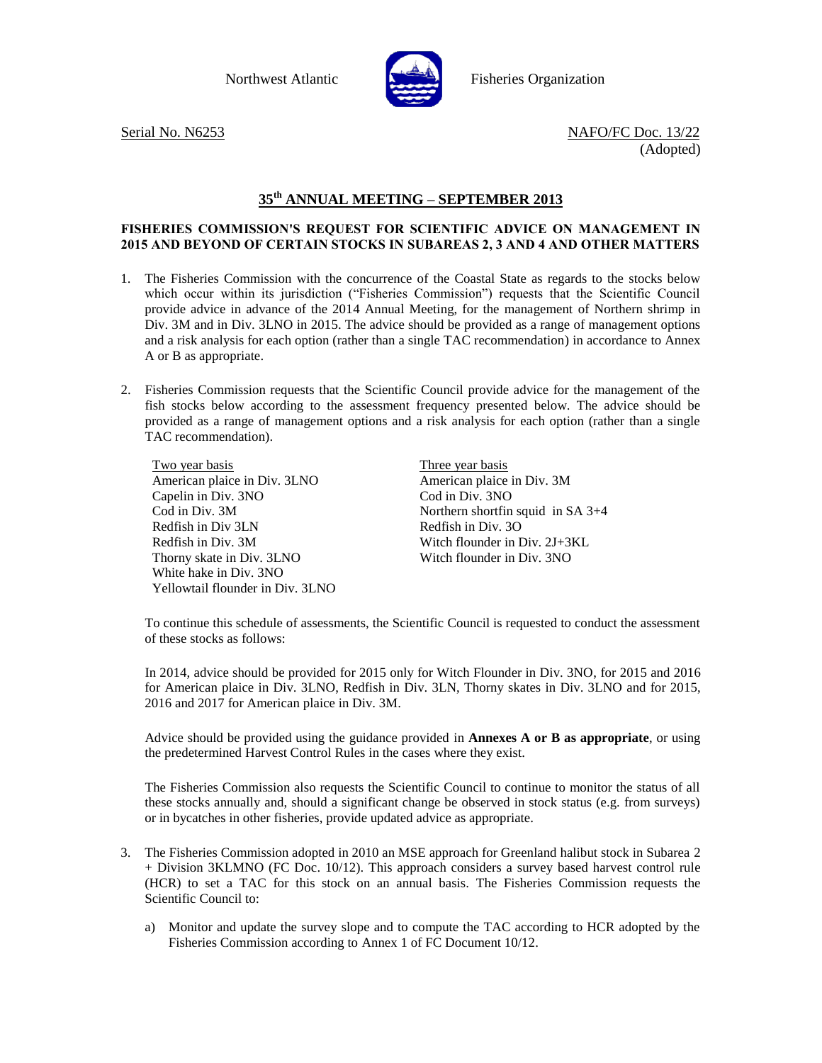Northwest Atlantic Fisheries Organization

Serial No. N6253

NAFO/FC Doc. 13/22
(Adopted)

## 35th ANNUAL MEETING – SEPTEMBER 2013

### FISHERIES COMMISSION'S REQUEST FOR SCIENTIFIC ADVICE ON MANAGEMENT IN 2015 AND BEYOND OF CERTAIN STOCKS IN SUBAREAS 2, 3 AND 4 AND OTHER MATTERS

1. The Fisheries Commission with the concurrence of the Coastal State as regards to the stocks below which occur within its jurisdiction ("Fisheries Commission") requests that the Scientific Council provide advice in advance of the 2014 Annual Meeting, for the management of Northern shrimp in Div. 3M and in Div. 3LNO in 2015. The advice should be provided as a range of management options and a risk analysis for each option (rather than a single TAC recommendation) in accordance to Annex A or B as appropriate.

2. Fisheries Commission requests that the Scientific Council provide advice for the management of the fish stocks below according to the assessment frequency presented below. The advice should be provided as a range of management options and a risk analysis for each option (rather than a single TAC recommendation).

   | Two year basis | Three year basis |
   |---|---|
   | American plaice in Div. 3LNO | American plaice in Div. 3M |
   | Capelin in Div. 3NO | Cod in Div. 3NO |
   | Cod in Div. 3M | Northern shortfin squid in SA 3+4 |
   | Redfish in Div 3LN | Redfish in Div. 3O |
   | Redfish in Div. 3M | Witch flounder in Div. 2J+3KL |
   | Thorny skate in Div. 3LNO | Witch flounder in Div. 3NO |
   | White hake in Div. 3NO | |
   | Yellowtail flounder in Div. 3LNO | |

   To continue this schedule of assessments, the Scientific Council is requested to conduct the assessment of these stocks as follows:

   In 2014, advice should be provided for 2015 only for Witch Flounder in Div. 3NO, for 2015 and 2016 for American plaice in Div. 3LNO, Redfish in Div. 3LN, Thorny skates in Div. 3LNO and for 2015, 2016 and 2017 for American plaice in Div. 3M.

   Advice should be provided using the guidance provided in **Annexes A or B as appropriate**, or using the predetermined Harvest Control Rules in the cases where they exist.

   The Fisheries Commission also requests the Scientific Council to continue to monitor the status of all these stocks annually and, should a significant change be observed in stock status (e.g. from surveys) or in bycatches in other fisheries, provide updated advice as appropriate.

3. The Fisheries Commission adopted in 2010 an MSE approach for Greenland halibut stock in Subarea 2 + Division 3KLMNO (FC Doc. 10/12). This approach considers a survey based harvest control rule (HCR) to set a TAC for this stock on an annual basis. The Fisheries Commission requests the Scientific Council to:

   a) Monitor and update the survey slope and to compute the TAC according to HCR adopted by the Fisheries Commission according to Annex 1 of FC Document 10/12.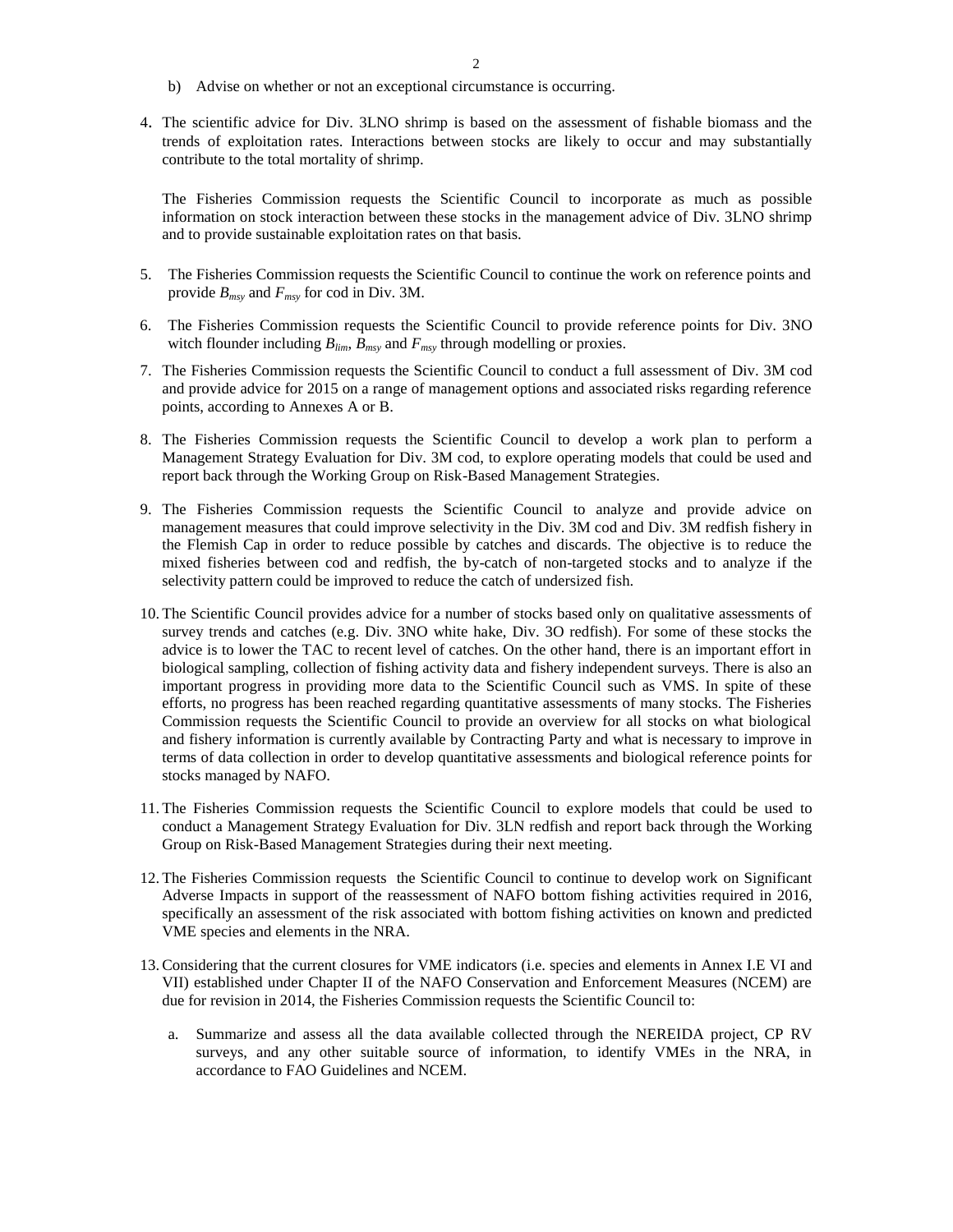b) Advise on whether or not an exceptional circumstance is occurring.

4. The scientific advice for Div. 3LNO shrimp is based on the assessment of fishable biomass and the trends of exploitation rates. Interactions between stocks are likely to occur and may substantially contribute to the total mortality of shrimp.

   The Fisheries Commission requests the Scientific Council to incorporate as much as possible information on stock interaction between these stocks in the management advice of Div. 3LNO shrimp and to provide sustainable exploitation rates on that basis.

5. The Fisheries Commission requests the Scientific Council to continue the work on reference points and provide $B_{msy}$ and $F_{msy}$ for cod in Div. 3M.

6. The Fisheries Commission requests the Scientific Council to provide reference points for Div. 3NO witch flounder including $B_{lim}$, $B_{msy}$ and $F_{msy}$ through modelling or proxies.

7. The Fisheries Commission requests the Scientific Council to conduct a full assessment of Div. 3M cod and provide advice for 2015 on a range of management options and associated risks regarding reference points, according to Annexes A or B.

8. The Fisheries Commission requests the Scientific Council to develop a work plan to perform a Management Strategy Evaluation for Div. 3M cod, to explore operating models that could be used and report back through the Working Group on Risk-Based Management Strategies.

9. The Fisheries Commission requests the Scientific Council to analyze and provide advice on management measures that could improve selectivity in the Div. 3M cod and Div. 3M redfish fishery in the Flemish Cap in order to reduce possible by catches and discards. The objective is to reduce the mixed fisheries between cod and redfish, the by-catch of non-targeted stocks and to analyze if the selectivity pattern could be improved to reduce the catch of undersized fish.

10. The Scientific Council provides advice for a number of stocks based only on qualitative assessments of survey trends and catches (e.g. Div. 3NO white hake, Div. 3O redfish). For some of these stocks the advice is to lower the TAC to recent level of catches. On the other hand, there is an important effort in biological sampling, collection of fishing activity data and fishery independent surveys. There is also an important progress in providing more data to the Scientific Council such as VMS. In spite of these efforts, no progress has been reached regarding quantitative assessments of many stocks. The Fisheries Commission requests the Scientific Council to provide an overview for all stocks on what biological and fishery information is currently available by Contracting Party and what is necessary to improve in terms of data collection in order to develop quantitative assessments and biological reference points for stocks managed by NAFO.

11. The Fisheries Commission requests the Scientific Council to explore models that could be used to conduct a Management Strategy Evaluation for Div. 3LN redfish and report back through the Working Group on Risk-Based Management Strategies during their next meeting.

12. The Fisheries Commission requests the Scientific Council to continue to develop work on Significant Adverse Impacts in support of the reassessment of NAFO bottom fishing activities required in 2016, specifically an assessment of the risk associated with bottom fishing activities on known and predicted VME species and elements in the NRA.

13. Considering that the current closures for VME indicators (i.e. species and elements in Annex I.E VI and VII) established under Chapter II of the NAFO Conservation and Enforcement Measures (NCEM) are due for revision in 2014, the Fisheries Commission requests the Scientific Council to:

    a. Summarize and assess all the data available collected through the NEREIDA project, CP RV surveys, and any other suitable source of information, to identify VMEs in the NRA, in accordance to FAO Guidelines and NCEM.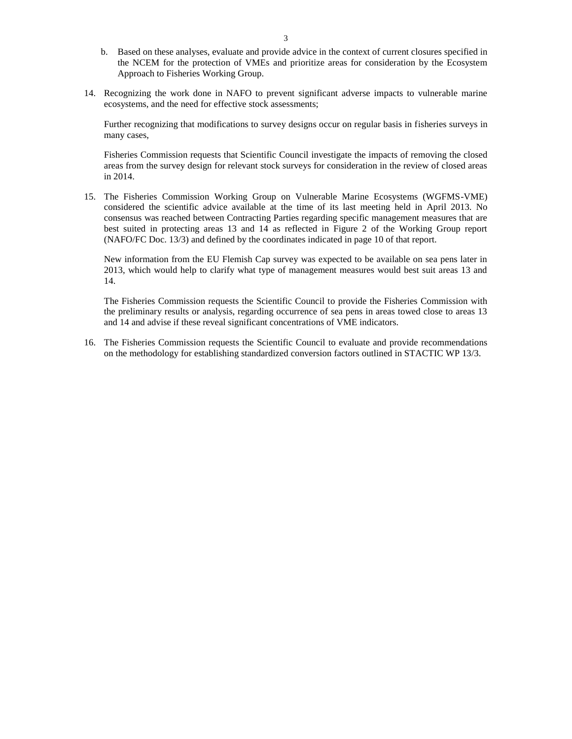b. Based on these analyses, evaluate and provide advice in the context of current closures specified in the NCEM for the protection of VMEs and prioritize areas for consideration by the Ecosystem Approach to Fisheries Working Group.

14. Recognizing the work done in NAFO to prevent significant adverse impacts to vulnerable marine ecosystems, and the need for effective stock assessments;

    Further recognizing that modifications to survey designs occur on regular basis in fisheries surveys in many cases,

    Fisheries Commission requests that Scientific Council investigate the impacts of removing the closed areas from the survey design for relevant stock surveys for consideration in the review of closed areas in 2014.

15. The Fisheries Commission Working Group on Vulnerable Marine Ecosystems (WGFMS-VME) considered the scientific advice available at the time of its last meeting held in April 2013. No consensus was reached between Contracting Parties regarding specific management measures that are best suited in protecting areas 13 and 14 as reflected in Figure 2 of the Working Group report (NAFO/FC Doc. 13/3) and defined by the coordinates indicated in page 10 of that report.

    New information from the EU Flemish Cap survey was expected to be available on sea pens later in 2013, which would help to clarify what type of management measures would best suit areas 13 and 14.

    The Fisheries Commission requests the Scientific Council to provide the Fisheries Commission with the preliminary results or analysis, regarding occurrence of sea pens in areas towed close to areas 13 and 14 and advise if these reveal significant concentrations of VME indicators.

16. The Fisheries Commission requests the Scientific Council to evaluate and provide recommendations on the methodology for establishing standardized conversion factors outlined in STACTIC WP 13/3.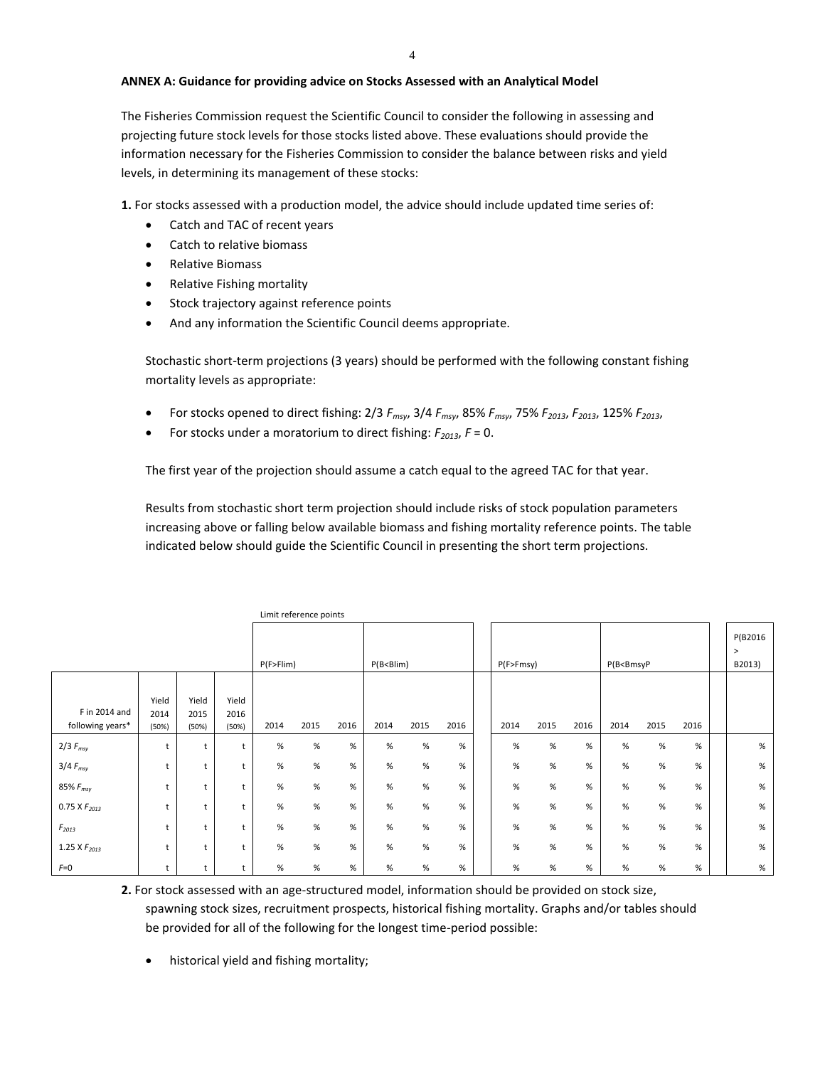**ANNEX A: Guidance for providing advice on Stocks Assessed with an Analytical Model**

The Fisheries Commission request the Scientific Council to consider the following in assessing and projecting future stock levels for those stocks listed above. These evaluations should provide the information necessary for the Fisheries Commission to consider the balance between risks and yield levels, in determining its management of these stocks:

**1.** For stocks assessed with a production model, the advice should include updated time series of:

- Catch and TAC of recent years
- Catch to relative biomass
- Relative Biomass
- Relative Fishing mortality
- Stock trajectory against reference points
- And any information the Scientific Council deems appropriate.

Stochastic short-term projections (3 years) should be performed with the following constant fishing mortality levels as appropriate:

- For stocks opened to direct fishing: 2/3 $F_{msy}$, 3/4 $F_{msy}$, 85% $F_{msy}$, 75% $F_{2013}$, $F_{2013}$, 125% $F_{2013}$,
- For stocks under a moratorium to direct fishing: $F_{2013}$, $F$ = 0.

The first year of the projection should assume a catch equal to the agreed TAC for that year.

Results from stochastic short term projection should include risks of stock population parameters increasing above or falling below available biomass and fishing mortality reference points. The table indicated below should guide the Scientific Council in presenting the short term projections.

| | | | | Limit reference points | | | | | | | | | | | | |
|---|---|---|---|---|---|---|---|---|---|---|---|---|---|---|---|---|
| | | | | P(F>Flim) | | | P(B<Blim) | | | P(F>Fmsy) | | | P(B<BmsyP | | | P(B2016 > B2013) |
| F in 2014 and following years* | Yield 2014 (50%) | Yield 2015 (50%) | Yield 2016 (50%) | 2014 | 2015 | 2016 | 2014 | 2015 | 2016 | 2014 | 2015 | 2016 | 2014 | 2015 | 2016 | |
| 2/3 $F_{msy}$ | t | t | t | % | % | % | % | % | % | % | % | % | % | % | % | % |
| 3/4 $F_{msy}$ | t | t | t | % | % | % | % | % | % | % | % | % | % | % | % | % |
| 85% $F_{msy}$ | t | t | t | % | % | % | % | % | % | % | % | % | % | % | % | % |
| 0.75 X $F_{2013}$ | t | t | t | % | % | % | % | % | % | % | % | % | % | % | % | % |
| $F_{2013}$ | t | t | t | % | % | % | % | % | % | % | % | % | % | % | % | % |
| 1.25 X $F_{2013}$ | t | t | t | % | % | % | % | % | % | % | % | % | % | % | % | % |
| $F$=0 | t | t | t | % | % | % | % | % | % | % | % | % | % | % | % | % |

**2.** For stock assessed with an age-structured model, information should be provided on stock size, spawning stock sizes, recruitment prospects, historical fishing mortality. Graphs and/or tables should be provided for all of the following for the longest time-period possible:

- historical yield and fishing mortality;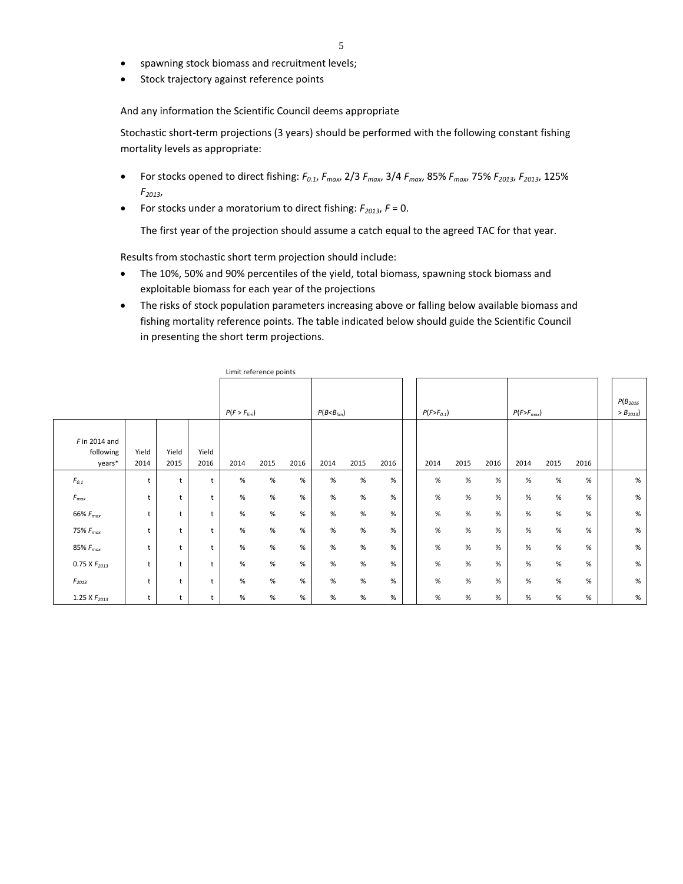- spawning stock biomass and recruitment levels;
- Stock trajectory against reference points

And any information the Scientific Council deems appropriate

Stochastic short-term projections (3 years) should be performed with the following constant fishing mortality levels as appropriate:

- For stocks opened to direct fishing: $F_{0.1}$, $F_{max}$, 2/3 $F_{max}$, 3/4 $F_{max}$, 85% $F_{max}$, 75% $F_{2013}$, $F_{2013}$, 125% $F_{2013}$,
- For stocks under a moratorium to direct fishing: $F_{2013}$, $F = 0$.

  The first year of the projection should assume a catch equal to the agreed TAC for that year.

Results from stochastic short term projection should include:

- The 10%, 50% and 90% percentiles of the yield, total biomass, spawning stock biomass and exploitable biomass for each year of the projections
- The risks of stock population parameters increasing above or falling below available biomass and fishing mortality reference points. The table indicated below should guide the Scientific Council in presenting the short term projections.

| | | | | Limit reference points | | | | | | | | | | | | |
|---|---|---|---|---|---|---|---|---|---|---|---|---|---|---|---|---|
| | | | | $P(F > F_{lim})$ | | | $P(B<B_{lim})$ | | | $P(F>F_{0.1})$ | | | $P(F>F_{max})$ | | | $P(B_{2016} > B_{2013})$ |
| *F* in 2014 and following years* | Yield 2014 | Yield 2015 | Yield 2016 | 2014 | 2015 | 2016 | 2014 | 2015 | 2016 | 2014 | 2015 | 2016 | 2014 | 2015 | 2016 | |
| $F_{0.1}$ | t | t | t | % | % | % | % | % | % | % | % | % | % | % | % | % |
| $F_{max}$ | t | t | t | % | % | % | % | % | % | % | % | % | % | % | % | % |
| 66% $F_{max}$ | t | t | t | % | % | % | % | % | % | % | % | % | % | % | % | % |
| 75% $F_{max}$ | t | t | t | % | % | % | % | % | % | % | % | % | % | % | % | % |
| 85% $F_{max}$ | t | t | t | % | % | % | % | % | % | % | % | % | % | % | % | % |
| 0.75 X $F_{2013}$ | t | t | t | % | % | % | % | % | % | % | % | % | % | % | % | % |
| $F_{2013}$ | t | t | t | % | % | % | % | % | % | % | % | % | % | % | % | % |
| 1.25 X $F_{2013}$ | t | t | t | % | % | % | % | % | % | % | % | % | % | % | % | % |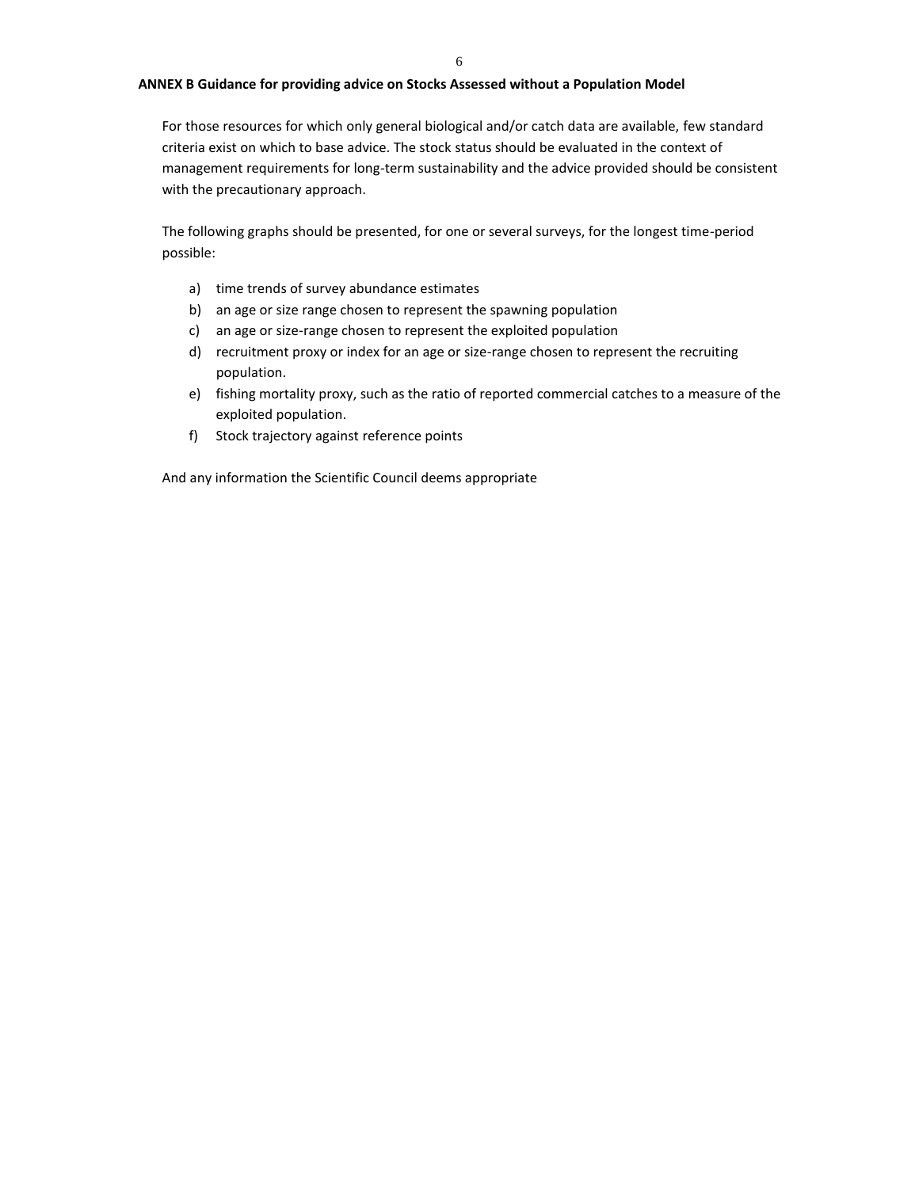## ANNEX B Guidance for providing advice on Stocks Assessed without a Population Model

For those resources for which only general biological and/or catch data are available, few standard criteria exist on which to base advice. The stock status should be evaluated in the context of management requirements for long-term sustainability and the advice provided should be consistent with the precautionary approach.

The following graphs should be presented, for one or several surveys, for the longest time-period possible:

a) time trends of survey abundance estimates
b) an age or size range chosen to represent the spawning population
c) an age or size-range chosen to represent the exploited population
d) recruitment proxy or index for an age or size-range chosen to represent the recruiting population.
e) fishing mortality proxy, such as the ratio of reported commercial catches to a measure of the exploited population.
f) Stock trajectory against reference points

And any information the Scientific Council deems appropriate